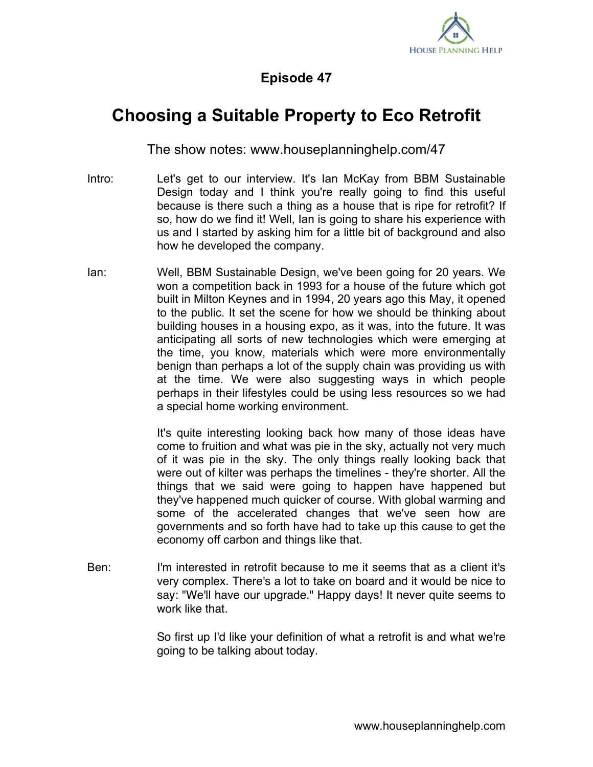Episode 47

# Choosing a Suitable Property to Eco Retrofit

The show notes: www.houseplanninghelp.com/47

Intro: Let's get to our interview. It's Ian McKay from BBM Sustainable Design today and I think you're really going to find this useful because is there such a thing as a house that is ripe for retrofit? If so, how do we find it! Well, Ian is going to share his experience with us and I started by asking him for a little bit of background and also how he developed the company.

Ian: Well, BBM Sustainable Design, we've been going for 20 years. We won a competition back in 1993 for a house of the future which got built in Milton Keynes and in 1994, 20 years ago this May, it opened to the public. It set the scene for how we should be thinking about building houses in a housing expo, as it was, into the future. It was anticipating all sorts of new technologies which were emerging at the time, you know, materials which were more environmentally benign than perhaps a lot of the supply chain was providing us with at the time. We were also suggesting ways in which people perhaps in their lifestyles could be using less resources so we had a special home working environment.

It's quite interesting looking back how many of those ideas have come to fruition and what was pie in the sky, actually not very much of it was pie in the sky. The only things really looking back that were out of kilter was perhaps the timelines - they're shorter. All the things that we said were going to happen have happened but they've happened much quicker of course. With global warming and some of the accelerated changes that we've seen how are governments and so forth have had to take up this cause to get the economy off carbon and things like that.

Ben: I'm interested in retrofit because to me it seems that as a client it's very complex. There's a lot to take on board and it would be nice to say: "We'll have our upgrade." Happy days! It never quite seems to work like that.

So first up I'd like your definition of what a retrofit is and what we're going to be talking about today.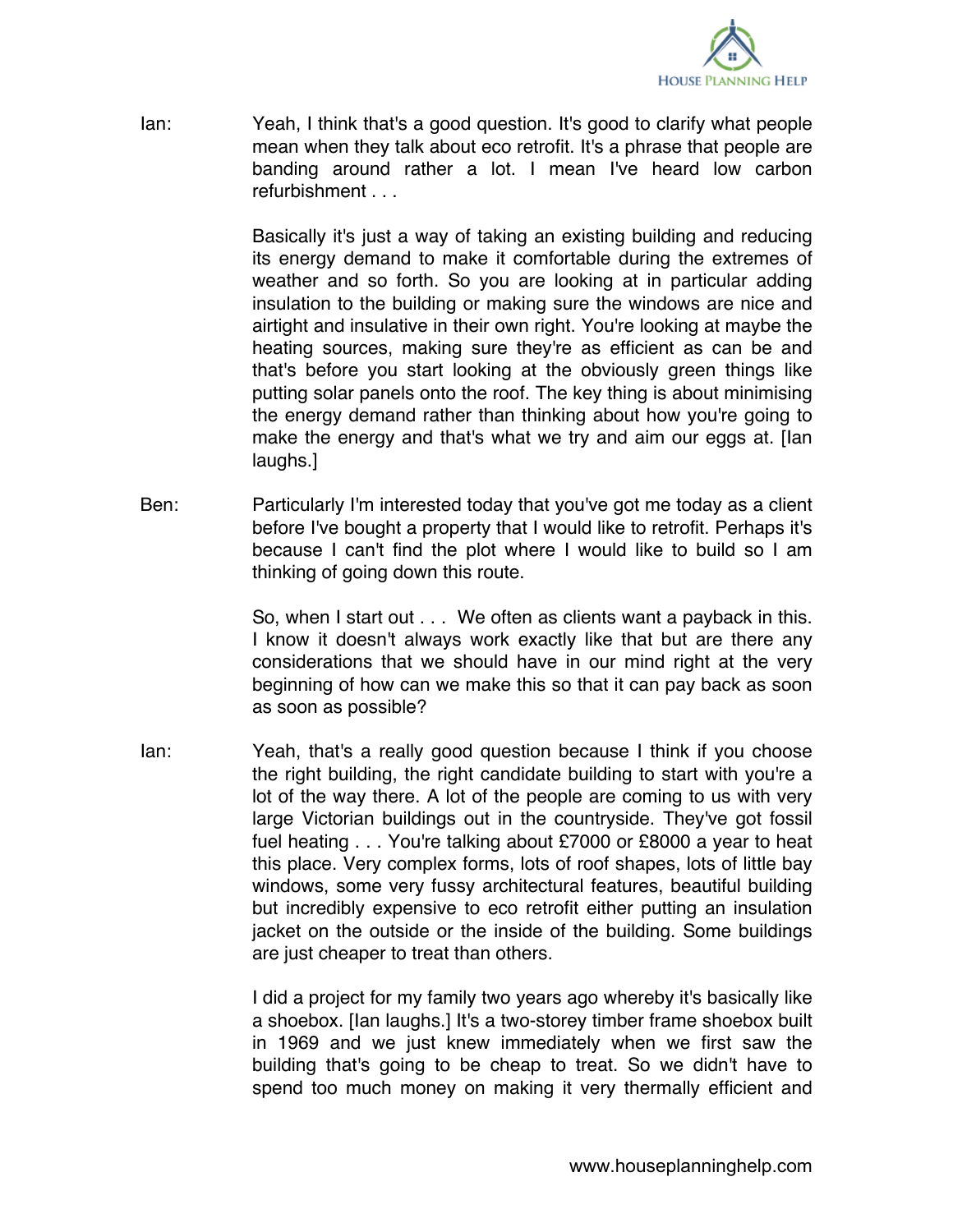Ian: Yeah, I think that's a good question. It's good to clarify what people mean when they talk about eco retrofit. It's a phrase that people are banding around rather a lot. I mean I've heard low carbon refurbishment . . .

Basically it's just a way of taking an existing building and reducing its energy demand to make it comfortable during the extremes of weather and so forth. So you are looking at in particular adding insulation to the building or making sure the windows are nice and airtight and insulative in their own right. You're looking at maybe the heating sources, making sure they're as efficient as can be and that's before you start looking at the obviously green things like putting solar panels onto the roof. The key thing is about minimising the energy demand rather than thinking about how you're going to make the energy and that's what we try and aim our eggs at. [Ian laughs.]

Ben: Particularly I'm interested today that you've got me today as a client before I've bought a property that I would like to retrofit. Perhaps it's because I can't find the plot where I would like to build so I am thinking of going down this route.

So, when I start out . . . We often as clients want a payback in this. I know it doesn't always work exactly like that but are there any considerations that we should have in our mind right at the very beginning of how can we make this so that it can pay back as soon as soon as possible?

Ian: Yeah, that's a really good question because I think if you choose the right building, the right candidate building to start with you're a lot of the way there. A lot of the people are coming to us with very large Victorian buildings out in the countryside. They've got fossil fuel heating . . . You're talking about £7000 or £8000 a year to heat this place. Very complex forms, lots of roof shapes, lots of little bay windows, some very fussy architectural features, beautiful building but incredibly expensive to eco retrofit either putting an insulation jacket on the outside or the inside of the building. Some buildings are just cheaper to treat than others.

I did a project for my family two years ago whereby it's basically like a shoebox. [Ian laughs.] It's a two-storey timber frame shoebox built in 1969 and we just knew immediately when we first saw the building that's going to be cheap to treat. So we didn't have to spend too much money on making it very thermally efficient and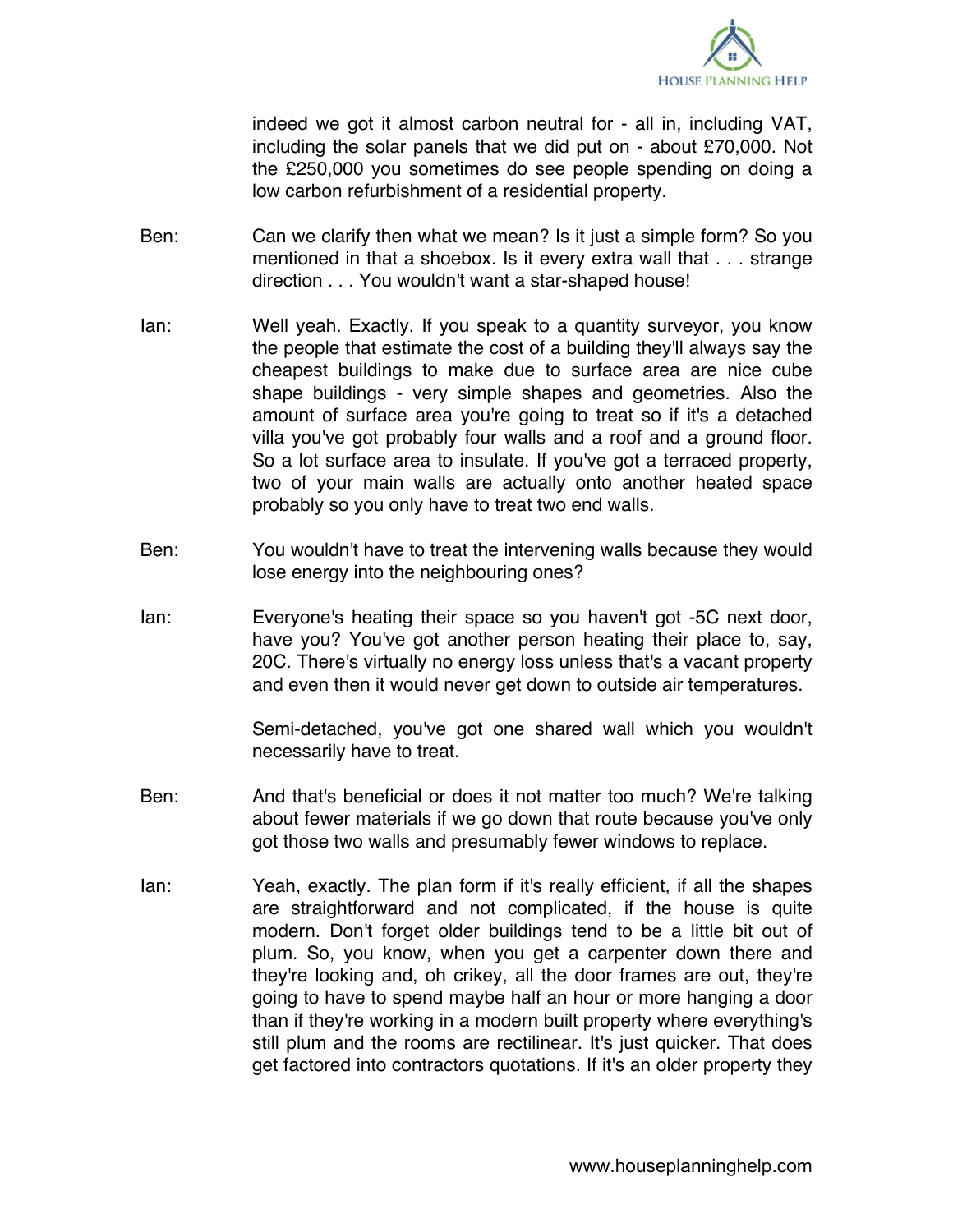indeed we got it almost carbon neutral for - all in, including VAT, including the solar panels that we did put on - about £70,000. Not the £250,000 you sometimes do see people spending on doing a low carbon refurbishment of a residential property.

**Ben:** Can we clarify then what we mean? Is it just a simple form? So you mentioned in that a shoebox. Is it every extra wall that . . . strange direction . . . You wouldn't want a star-shaped house!

**Ian:** Well yeah. Exactly. If you speak to a quantity surveyor, you know the people that estimate the cost of a building they'll always say the cheapest buildings to make due to surface area are nice cube shape buildings - very simple shapes and geometries. Also the amount of surface area you're going to treat so if it's a detached villa you've got probably four walls and a roof and a ground floor. So a lot surface area to insulate. If you've got a terraced property, two of your main walls are actually onto another heated space probably so you only have to treat two end walls.

**Ben:** You wouldn't have to treat the intervening walls because they would lose energy into the neighbouring ones?

**Ian:** Everyone's heating their space so you haven't got -5C next door, have you? You've got another person heating their place to, say, 20C. There's virtually no energy loss unless that's a vacant property and even then it would never get down to outside air temperatures.

Semi-detached, you've got one shared wall which you wouldn't necessarily have to treat.

**Ben:** And that's beneficial or does it not matter too much? We're talking about fewer materials if we go down that route because you've only got those two walls and presumably fewer windows to replace.

**Ian:** Yeah, exactly. The plan form if it's really efficient, if all the shapes are straightforward and not complicated, if the house is quite modern. Don't forget older buildings tend to be a little bit out of plum. So, you know, when you get a carpenter down there and they're looking and, oh crikey, all the door frames are out, they're going to have to spend maybe half an hour or more hanging a door than if they're working in a modern built property where everything's still plum and the rooms are rectilinear. It's just quicker. That does get factored into contractors quotations. If it's an older property they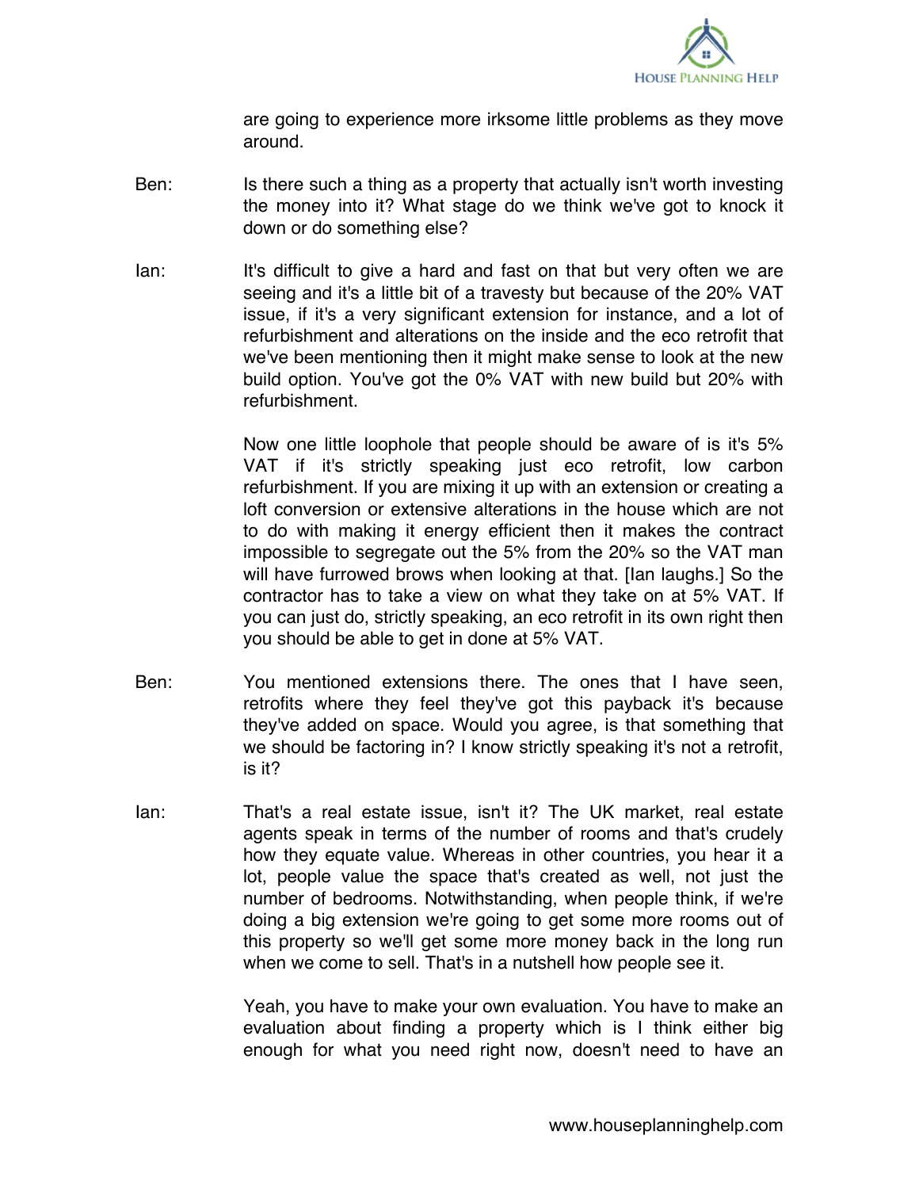are going to experience more irksome little problems as they move around.

Ben: Is there such a thing as a property that actually isn't worth investing the money into it? What stage do we think we've got to knock it down or do something else?

Ian: It's difficult to give a hard and fast on that but very often we are seeing and it's a little bit of a travesty but because of the 20% VAT issue, if it's a very significant extension for instance, and a lot of refurbishment and alterations on the inside and the eco retrofit that we've been mentioning then it might make sense to look at the new build option. You've got the 0% VAT with new build but 20% with refurbishment.

Now one little loophole that people should be aware of is it's 5% VAT if it's strictly speaking just eco retrofit, low carbon refurbishment. If you are mixing it up with an extension or creating a loft conversion or extensive alterations in the house which are not to do with making it energy efficient then it makes the contract impossible to segregate out the 5% from the 20% so the VAT man will have furrowed brows when looking at that. [Ian laughs.] So the contractor has to take a view on what they take on at 5% VAT. If you can just do, strictly speaking, an eco retrofit in its own right then you should be able to get in done at 5% VAT.

Ben: You mentioned extensions there. The ones that I have seen, retrofits where they feel they've got this payback it's because they've added on space. Would you agree, is that something that we should be factoring in? I know strictly speaking it's not a retrofit, is it?

Ian: That's a real estate issue, isn't it? The UK market, real estate agents speak in terms of the number of rooms and that's crudely how they equate value. Whereas in other countries, you hear it a lot, people value the space that's created as well, not just the number of bedrooms. Notwithstanding, when people think, if we're doing a big extension we're going to get some more rooms out of this property so we'll get some more money back in the long run when we come to sell. That's in a nutshell how people see it.

Yeah, you have to make your own evaluation. You have to make an evaluation about finding a property which is I think either big enough for what you need right now, doesn't need to have an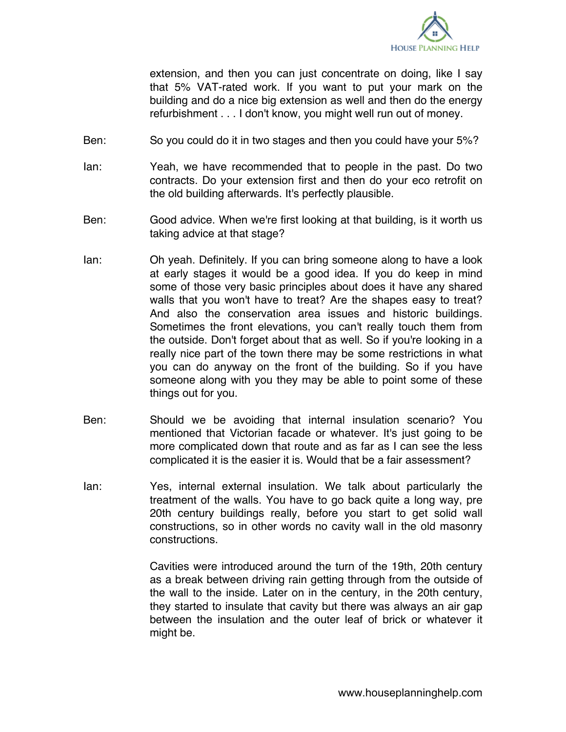extension, and then you can just concentrate on doing, like I say that 5% VAT-rated work. If you want to put your mark on the building and do a nice big extension as well and then do the energy refurbishment . . . I don't know, you might well run out of money.

Ben: So you could do it in two stages and then you could have your 5%?

Ian: Yeah, we have recommended that to people in the past. Do two contracts. Do your extension first and then do your eco retrofit on the old building afterwards. It's perfectly plausible.

Ben: Good advice. When we're first looking at that building, is it worth us taking advice at that stage?

Ian: Oh yeah. Definitely. If you can bring someone along to have a look at early stages it would be a good idea. If you do keep in mind some of those very basic principles about does it have any shared walls that you won't have to treat? Are the shapes easy to treat? And also the conservation area issues and historic buildings. Sometimes the front elevations, you can't really touch them from the outside. Don't forget about that as well. So if you're looking in a really nice part of the town there may be some restrictions in what you can do anyway on the front of the building. So if you have someone along with you they may be able to point some of these things out for you.

Ben: Should we be avoiding that internal insulation scenario? You mentioned that Victorian facade or whatever. It's just going to be more complicated down that route and as far as I can see the less complicated it is the easier it is. Would that be a fair assessment?

Ian: Yes, internal external insulation. We talk about particularly the treatment of the walls. You have to go back quite a long way, pre 20th century buildings really, before you start to get solid wall constructions, so in other words no cavity wall in the old masonry constructions.

Cavities were introduced around the turn of the 19th, 20th century as a break between driving rain getting through from the outside of the wall to the inside. Later on in the century, in the 20th century, they started to insulate that cavity but there was always an air gap between the insulation and the outer leaf of brick or whatever it might be.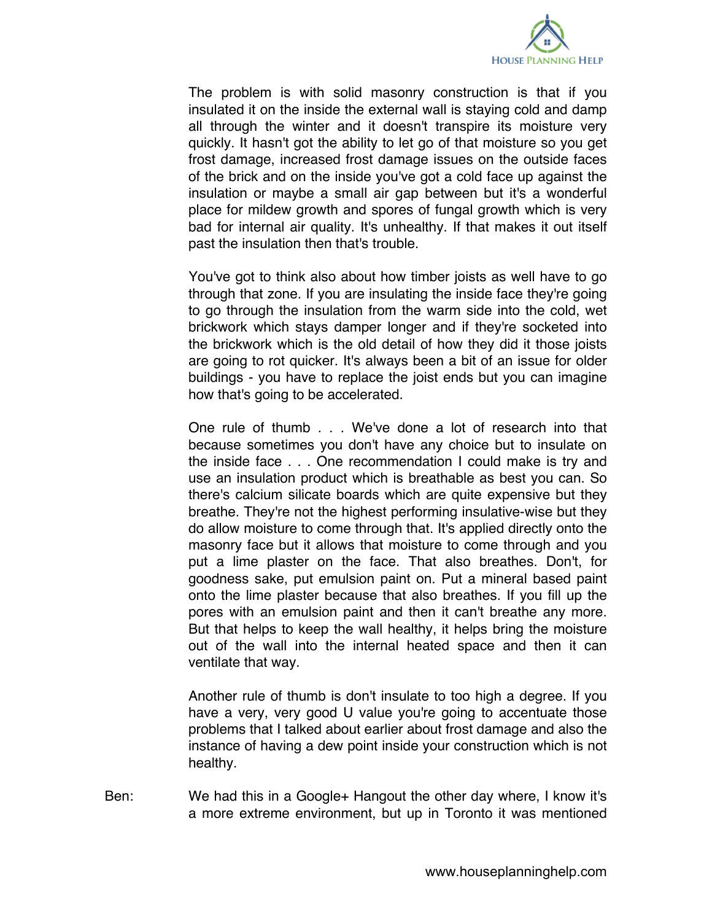The problem is with solid masonry construction is that if you insulated it on the inside the external wall is staying cold and damp all through the winter and it doesn't transpire its moisture very quickly. It hasn't got the ability to let go of that moisture so you get frost damage, increased frost damage issues on the outside faces of the brick and on the inside you've got a cold face up against the insulation or maybe a small air gap between but it's a wonderful place for mildew growth and spores of fungal growth which is very bad for internal air quality. It's unhealthy. If that makes it out itself past the insulation then that's trouble.

You've got to think also about how timber joists as well have to go through that zone. If you are insulating the inside face they're going to go through the insulation from the warm side into the cold, wet brickwork which stays damper longer and if they're socketed into the brickwork which is the old detail of how they did it those joists are going to rot quicker. It's always been a bit of an issue for older buildings - you have to replace the joist ends but you can imagine how that's going to be accelerated.

One rule of thumb . . . We've done a lot of research into that because sometimes you don't have any choice but to insulate on the inside face . . . One recommendation I could make is try and use an insulation product which is breathable as best you can. So there's calcium silicate boards which are quite expensive but they breathe. They're not the highest performing insulative-wise but they do allow moisture to come through that. It's applied directly onto the masonry face but it allows that moisture to come through and you put a lime plaster on the face. That also breathes. Don't, for goodness sake, put emulsion paint on. Put a mineral based paint onto the lime plaster because that also breathes. If you fill up the pores with an emulsion paint and then it can't breathe any more. But that helps to keep the wall healthy, it helps bring the moisture out of the wall into the internal heated space and then it can ventilate that way.

Another rule of thumb is don't insulate to too high a degree. If you have a very, very good U value you're going to accentuate those problems that I talked about earlier about frost damage and also the instance of having a dew point inside your construction which is not healthy.

Ben: We had this in a Google+ Hangout the other day where, I know it's a more extreme environment, but up in Toronto it was mentioned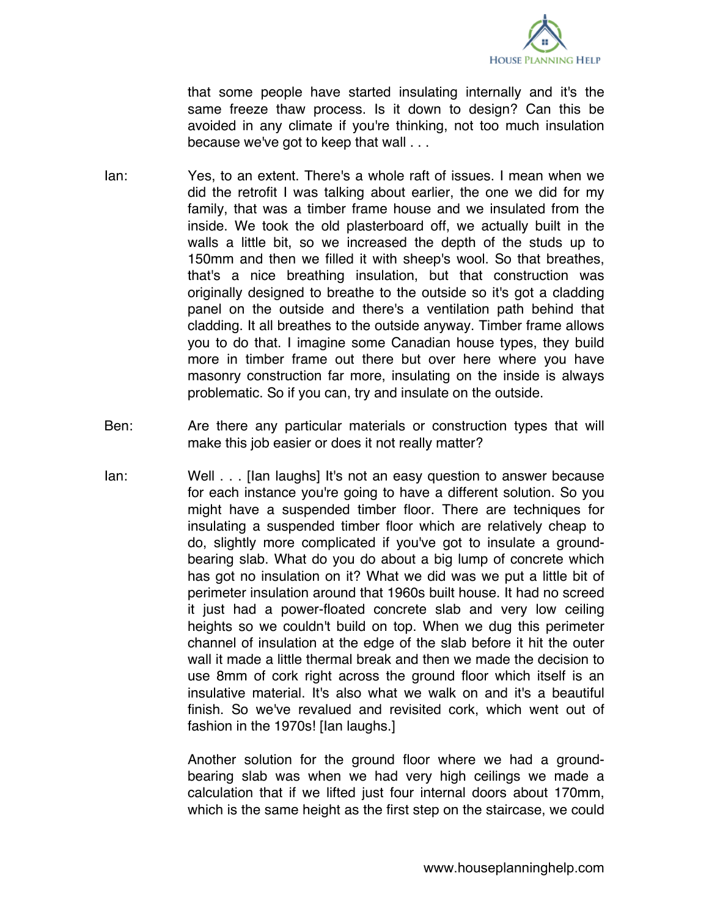that some people have started insulating internally and it's the same freeze thaw process. Is it down to design? Can this be avoided in any climate if you're thinking, not too much insulation because we've got to keep that wall . . .

Ian: Yes, to an extent. There's a whole raft of issues. I mean when we did the retrofit I was talking about earlier, the one we did for my family, that was a timber frame house and we insulated from the inside. We took the old plasterboard off, we actually built in the walls a little bit, so we increased the depth of the studs up to 150mm and then we filled it with sheep's wool. So that breathes, that's a nice breathing insulation, but that construction was originally designed to breathe to the outside so it's got a cladding panel on the outside and there's a ventilation path behind that cladding. It all breathes to the outside anyway. Timber frame allows you to do that. I imagine some Canadian house types, they build more in timber frame out there but over here where you have masonry construction far more, insulating on the inside is always problematic. So if you can, try and insulate on the outside.

Ben: Are there any particular materials or construction types that will make this job easier or does it not really matter?

Ian: Well . . . [Ian laughs] It's not an easy question to answer because for each instance you're going to have a different solution. So you might have a suspended timber floor. There are techniques for insulating a suspended timber floor which are relatively cheap to do, slightly more complicated if you've got to insulate a ground-bearing slab. What do you do about a big lump of concrete which has got no insulation on it? What we did was we put a little bit of perimeter insulation around that 1960s built house. It had no screed it just had a power-floated concrete slab and very low ceiling heights so we couldn't build on top. When we dug this perimeter channel of insulation at the edge of the slab before it hit the outer wall it made a little thermal break and then we made the decision to use 8mm of cork right across the ground floor which itself is an insulative material. It's also what we walk on and it's a beautiful finish. So we've revalued and revisited cork, which went out of fashion in the 1970s! [Ian laughs.]

Another solution for the ground floor where we had a ground-bearing slab was when we had very high ceilings we made a calculation that if we lifted just four internal doors about 170mm, which is the same height as the first step on the staircase, we could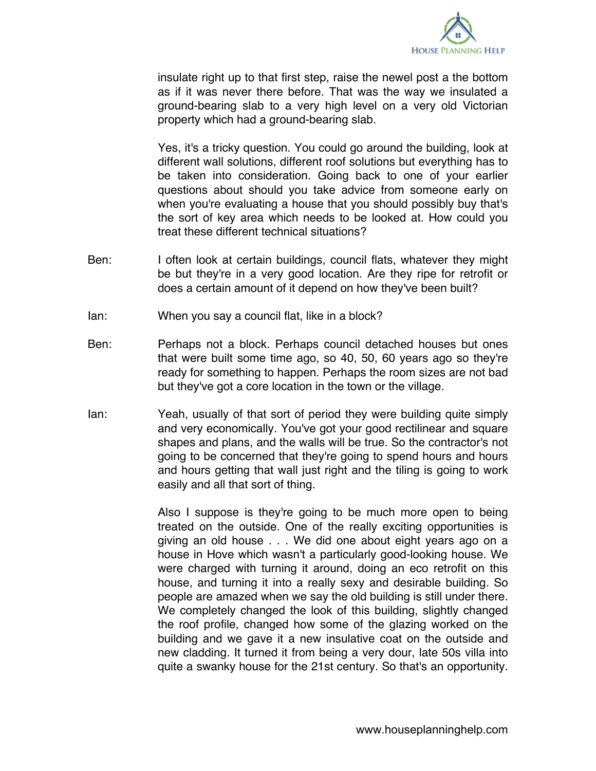insulate right up to that first step, raise the newel post a the bottom as if it was never there before. That was the way we insulated a ground-bearing slab to a very high level on a very old Victorian property which had a ground-bearing slab.

Yes, it's a tricky question. You could go around the building, look at different wall solutions, different roof solutions but everything has to be taken into consideration. Going back to one of your earlier questions about should you take advice from someone early on when you're evaluating a house that you should possibly buy that's the sort of key area which needs to be looked at. How could you treat these different technical situations?

Ben: I often look at certain buildings, council flats, whatever they might be but they're in a very good location. Are they ripe for retrofit or does a certain amount of it depend on how they've been built?

Ian: When you say a council flat, like in a block?

Ben: Perhaps not a block. Perhaps council detached houses but ones that were built some time ago, so 40, 50, 60 years ago so they're ready for something to happen. Perhaps the room sizes are not bad but they've got a core location in the town or the village.

Ian: Yeah, usually of that sort of period they were building quite simply and very economically. You've got your good rectilinear and square shapes and plans, and the walls will be true. So the contractor's not going to be concerned that they're going to spend hours and hours and hours getting that wall just right and the tiling is going to work easily and all that sort of thing.

Also I suppose is they're going to be much more open to being treated on the outside. One of the really exciting opportunities is giving an old house . . . We did one about eight years ago on a house in Hove which wasn't a particularly good-looking house. We were charged with turning it around, doing an eco retrofit on this house, and turning it into a really sexy and desirable building. So people are amazed when we say the old building is still under there. We completely changed the look of this building, slightly changed the roof profile, changed how some of the glazing worked on the building and we gave it a new insulative coat on the outside and new cladding. It turned it from being a very dour, late 50s villa into quite a swanky house for the 21st century. So that's an opportunity.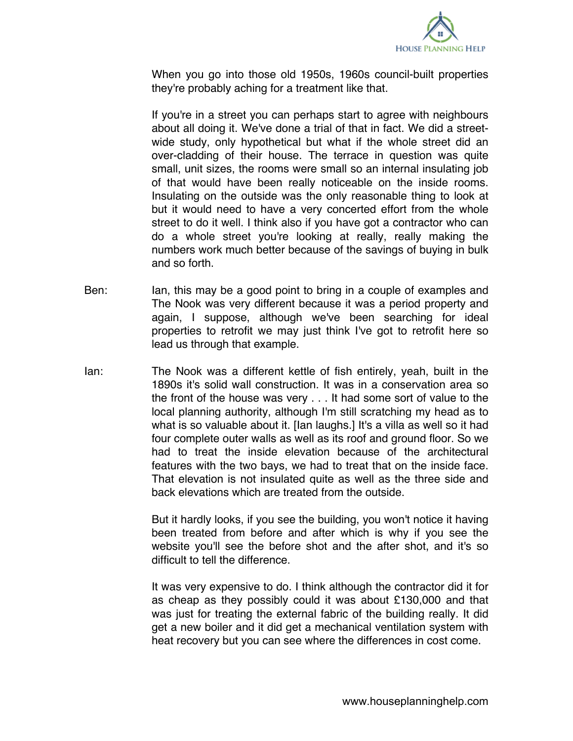When you go into those old 1950s, 1960s council-built properties they're probably aching for a treatment like that.

If you're in a street you can perhaps start to agree with neighbours about all doing it. We've done a trial of that in fact. We did a street-wide study, only hypothetical but what if the whole street did an over-cladding of their house. The terrace in question was quite small, unit sizes, the rooms were small so an internal insulating job of that would have been really noticeable on the inside rooms. Insulating on the outside was the only reasonable thing to look at but it would need to have a very concerted effort from the whole street to do it well. I think also if you have got a contractor who can do a whole street you're looking at really, really making the numbers work much better because of the savings of buying in bulk and so forth.

Ben: Ian, this may be a good point to bring in a couple of examples and The Nook was very different because it was a period property and again, I suppose, although we've been searching for ideal properties to retrofit we may just think I've got to retrofit here so lead us through that example.

Ian: The Nook was a different kettle of fish entirely, yeah, built in the 1890s it's solid wall construction. It was in a conservation area so the front of the house was very . . . It had some sort of value to the local planning authority, although I'm still scratching my head as to what is so valuable about it. [Ian laughs.] It's a villa as well so it had four complete outer walls as well as its roof and ground floor. So we had to treat the inside elevation because of the architectural features with the two bays, we had to treat that on the inside face. That elevation is not insulated quite as well as the three side and back elevations which are treated from the outside.

But it hardly looks, if you see the building, you won't notice it having been treated from before and after which is why if you see the website you'll see the before shot and the after shot, and it's so difficult to tell the difference.

It was very expensive to do. I think although the contractor did it for as cheap as they possibly could it was about £130,000 and that was just for treating the external fabric of the building really. It did get a new boiler and it did get a mechanical ventilation system with heat recovery but you can see where the differences in cost come.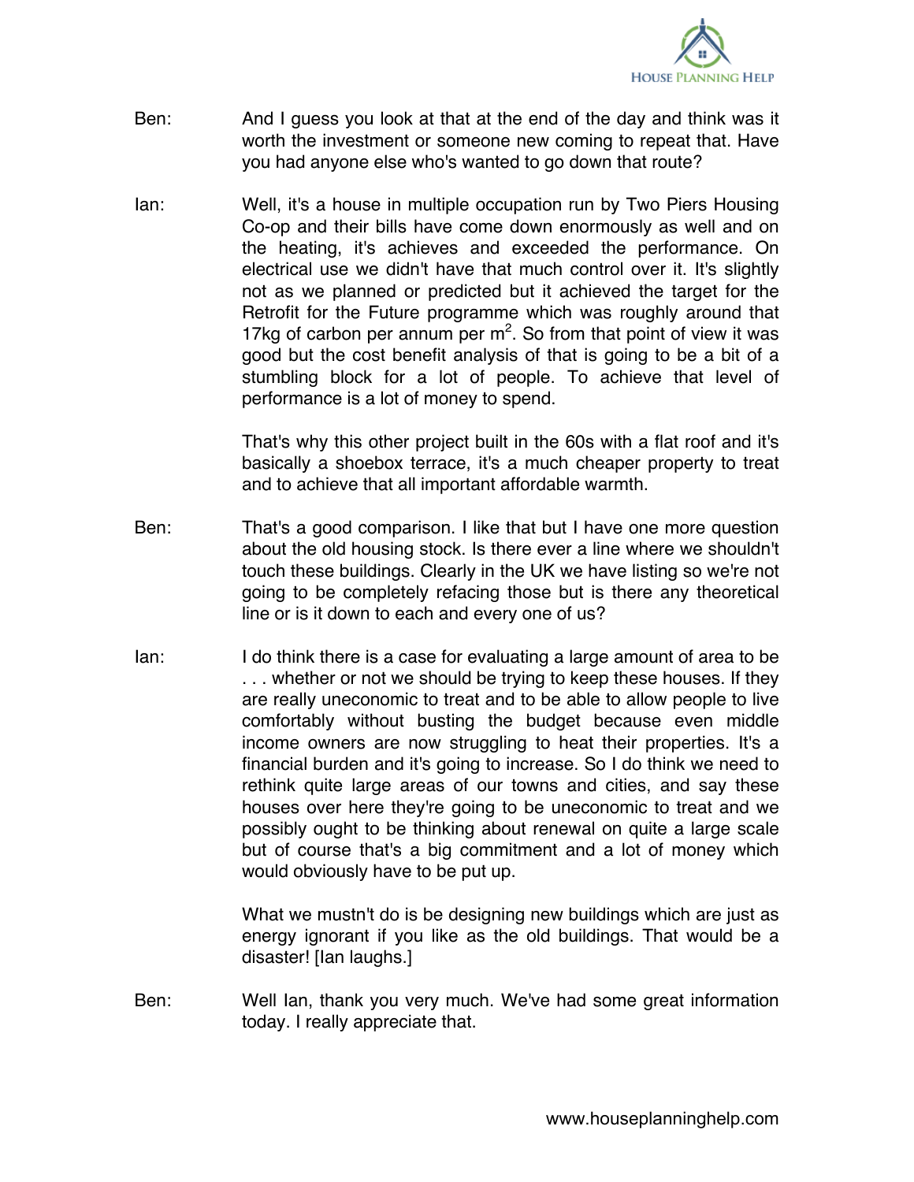Ben: And I guess you look at that at the end of the day and think was it worth the investment or someone new coming to repeat that. Have you had anyone else who's wanted to go down that route?

Ian: Well, it's a house in multiple occupation run by Two Piers Housing Co-op and their bills have come down enormously as well and on the heating, it's achieves and exceeded the performance. On electrical use we didn't have that much control over it. It's slightly not as we planned or predicted but it achieved the target for the Retrofit for the Future programme which was roughly around that 17kg of carbon per annum per $m^2$. So from that point of view it was good but the cost benefit analysis of that is going to be a bit of a stumbling block for a lot of people. To achieve that level of performance is a lot of money to spend.

That's why this other project built in the 60s with a flat roof and it's basically a shoebox terrace, it's a much cheaper property to treat and to achieve that all important affordable warmth.

Ben: That's a good comparison. I like that but I have one more question about the old housing stock. Is there ever a line where we shouldn't touch these buildings. Clearly in the UK we have listing so we're not going to be completely refacing those but is there any theoretical line or is it down to each and every one of us?

Ian: I do think there is a case for evaluating a large amount of area to be . . . whether or not we should be trying to keep these houses. If they are really uneconomic to treat and to be able to allow people to live comfortably without busting the budget because even middle income owners are now struggling to heat their properties. It's a financial burden and it's going to increase. So I do think we need to rethink quite large areas of our towns and cities, and say these houses over here they're going to be uneconomic to treat and we possibly ought to be thinking about renewal on quite a large scale but of course that's a big commitment and a lot of money which would obviously have to be put up.

What we mustn't do is be designing new buildings which are just as energy ignorant if you like as the old buildings. That would be a disaster! [Ian laughs.]

Ben: Well Ian, thank you very much. We've had some great information today. I really appreciate that.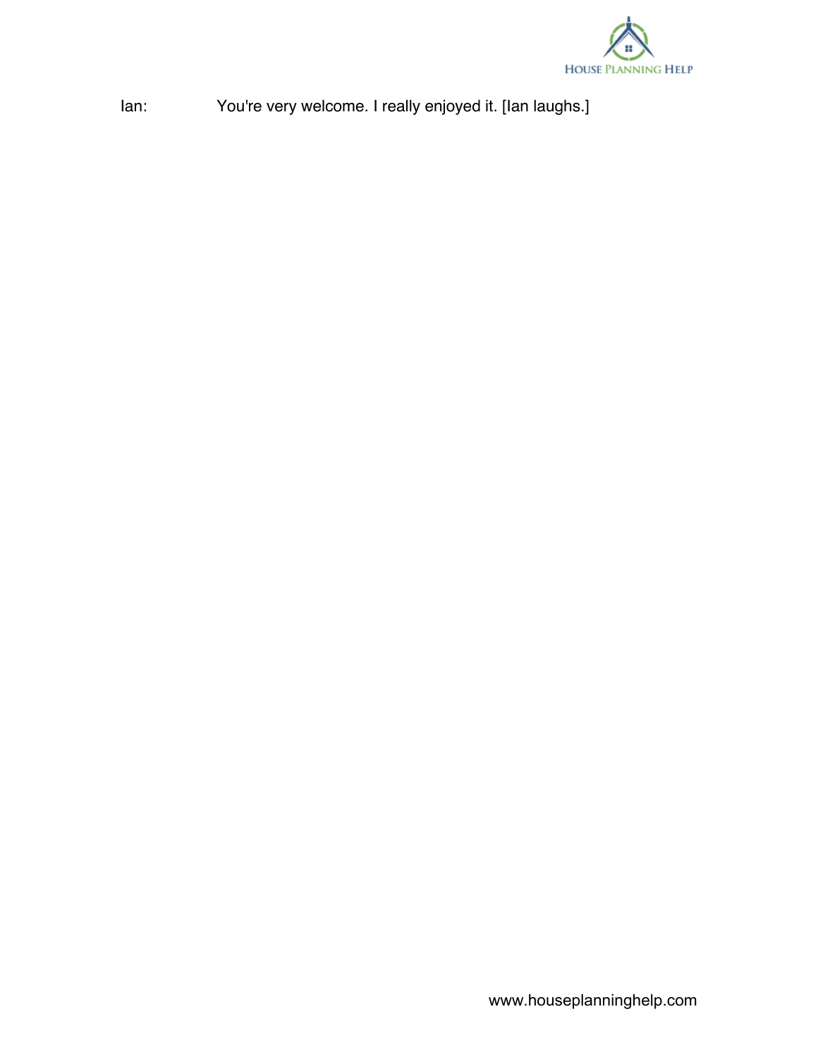Ian: You're very welcome. I really enjoyed it. [Ian laughs.]